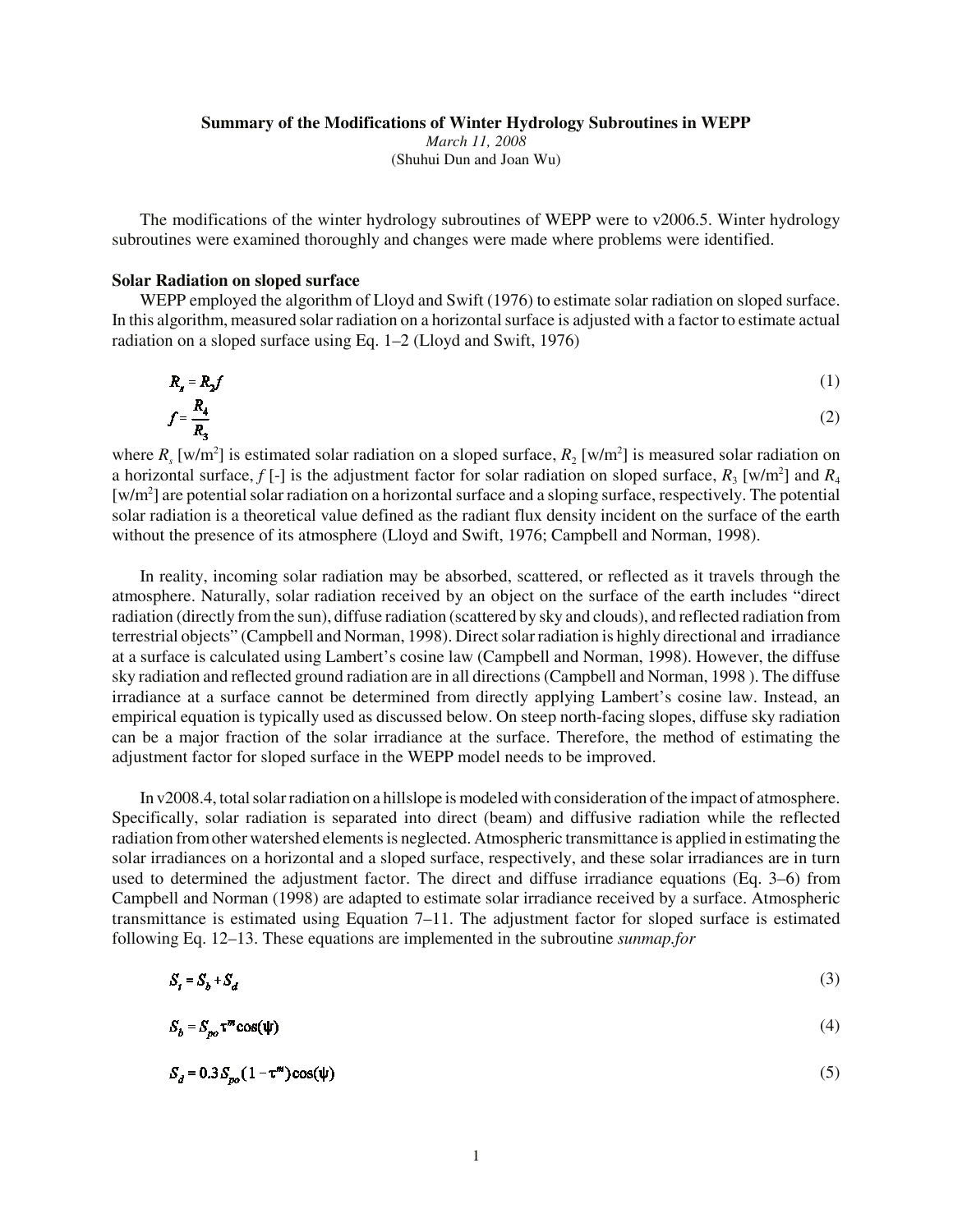**Summary of the Modifications of Winter Hydrology Subroutines in WEPP**

*March 11, 2008*

(Shuhui Dun and Joan Wu)

The modifications of the winter hydrology subroutines of WEPP were to v2006.5. Winter hydrology subroutines were examined thoroughly and changes were made where problems were identified.

**Solar Radiation on sloped surface**

WEPP employed the algorithm of Lloyd and Swift (1976) to estimate solar radiation on sloped surface. In this algorithm, measured solar radiation on a horizontal surface is adjusted with a factor to estimate actual radiation on a sloped surface using Eq. 1–2 (Lloyd and Swift, 1976)

$$R_s = R_2 f \tag{1}$$

$$f = \frac{R_4}{R_3} \tag{2}$$

where $R_s$ [w/m$^2$] is estimated solar radiation on a sloped surface, $R_2$ [w/m$^2$] is measured solar radiation on a horizontal surface, $f$ [-] is the adjustment factor for solar radiation on sloped surface, $R_3$ [w/m$^2$] and $R_4$ [w/m$^2$] are potential solar radiation on a horizontal surface and a sloping surface, respectively. The potential solar radiation is a theoretical value defined as the radiant flux density incident on the surface of the earth without the presence of its atmosphere (Lloyd and Swift, 1976; Campbell and Norman, 1998).

In reality, incoming solar radiation may be absorbed, scattered, or reflected as it travels through the atmosphere. Naturally, solar radiation received by an object on the surface of the earth includes "direct radiation (directly from the sun), diffuse radiation (scattered by sky and clouds), and reflected radiation from terrestrial objects" (Campbell and Norman, 1998). Direct solar radiation is highly directional and irradiance at a surface is calculated using Lambert's cosine law (Campbell and Norman, 1998). However, the diffuse sky radiation and reflected ground radiation are in all directions (Campbell and Norman, 1998 ). The diffuse irradiance at a surface cannot be determined from directly applying Lambert's cosine law. Instead, an empirical equation is typically used as discussed below. On steep north-facing slopes, diffuse sky radiation can be a major fraction of the solar irradiance at the surface. Therefore, the method of estimating the adjustment factor for sloped surface in the WEPP model needs to be improved.

In v2008.4, total solar radiation on a hillslope is modeled with consideration of the impact of atmosphere. Specifically, solar radiation is separated into direct (beam) and diffusive radiation while the reflected radiation from other watershed elements is neglected. Atmospheric transmittance is applied in estimating the solar irradiances on a horizontal and a sloped surface, respectively, and these solar irradiances are in turn used to determined the adjustment factor. The direct and diffuse irradiance equations (Eq. 3–6) from Campbell and Norman (1998) are adapted to estimate solar irradiance received by a surface. Atmospheric transmittance is estimated using Equation 7–11. The adjustment factor for sloped surface is estimated following Eq. 12–13. These equations are implemented in the subroutine *sunmap.for*

$$S_t = S_b + S_d \tag{3}$$

$$S_b = S_{po} \tau^m \cos(\psi) \tag{4}$$

$$S_d = 0.3 S_{po} (1 - \tau^m) \cos(\psi) \tag{5}$$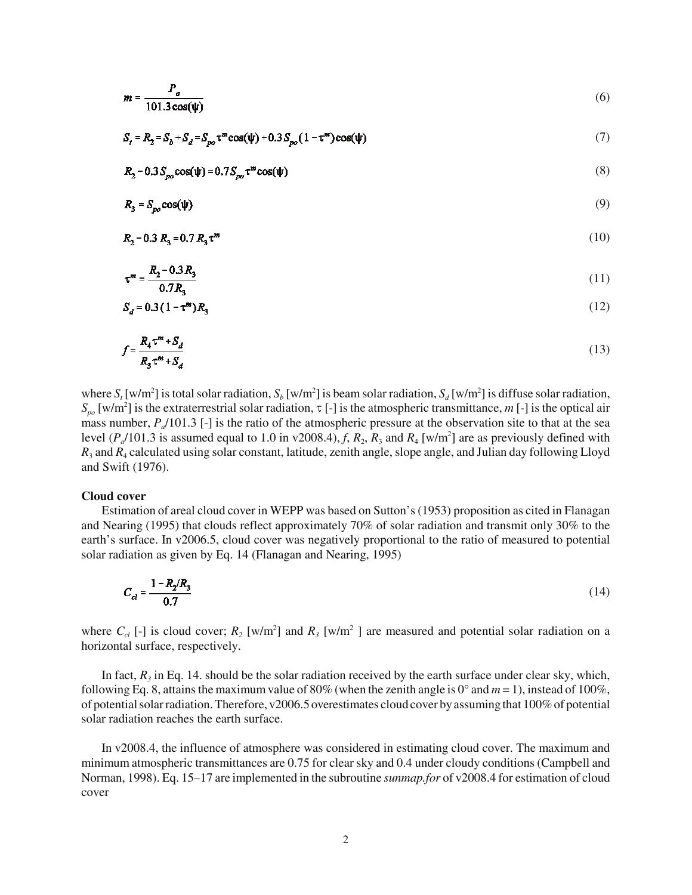$$m = \frac{P_a}{101.3\cos(\psi)} \tag{6}$$

$$S_t = R_2 = S_b + S_d = S_{po}\tau^m\cos(\psi) + 0.3\,S_{po}(1-\tau^m)\cos(\psi) \tag{7}$$

$$R_2 - 0.3\,S_{po}\cos(\psi) = 0.7 S_{po}\tau^m\cos(\psi) \tag{8}$$

$$R_3 = S_{po}\cos(\psi) \tag{9}$$

$$R_2 - 0.3\,R_3 = 0.7\,R_3\tau^m \tag{10}$$

$$\tau^m = \frac{R_2 - 0.3\,R_3}{0.7 R_3} \tag{11}$$

$$S_d = 0.3\,(1-\tau^m)R_3 \tag{12}$$

$$f = \frac{R_4\tau^m + S_d}{R_3\tau^m + S_d} \tag{13}$$

where $S_t$ [w/m$^2$] is total solar radiation, $S_b$ [w/m$^2$] is beam solar radiation, $S_d$ [w/m$^2$] is diffuse solar radiation, $S_{po}$ [w/m$^2$] is the extraterrestrial solar radiation, $\tau$ [-] is the atmospheric transmittance, $m$ [-] is the optical air mass number, $P_a$/101.3 [-] is the ratio of the atmospheric pressure at the observation site to that at the sea level ($P_a$/101.3 is assumed equal to 1.0 in v2008.4), $f$, $R_2$, $R_3$ and $R_4$ [w/m$^2$] are as previously defined with $R_3$ and $R_4$ calculated using solar constant, latitude, zenith angle, slope angle, and Julian day following Lloyd and Swift (1976).

**Cloud cover**

Estimation of areal cloud cover in WEPP was based on Sutton's (1953) proposition as cited in Flanagan and Nearing (1995) that clouds reflect approximately 70% of solar radiation and transmit only 30% to the earth's surface. In v2006.5, cloud cover was negatively proportional to the ratio of measured to potential solar radiation as given by Eq. 14 (Flanagan and Nearing, 1995)

$$C_{cl} = \frac{1 - R_2/R_3}{0.7} \tag{14}$$

where $C_{cl}$ [-] is cloud cover; $R_2$ [w/m$^2$] and $R_3$ [w/m$^2$ ] are measured and potential solar radiation on a horizontal surface, respectively.

In fact, $R_3$ in Eq. 14. should be the solar radiation received by the earth surface under clear sky, which, following Eq. 8, attains the maximum value of 80% (when the zenith angle is 0° and $m = 1$), instead of 100%, of potential solar radiation. Therefore, v2006.5 overestimates cloud cover by assuming that 100% of potential solar radiation reaches the earth surface.

In v2008.4, the influence of atmosphere was considered in estimating cloud cover. The maximum and minimum atmospheric transmittances are 0.75 for clear sky and 0.4 under cloudy conditions (Campbell and Norman, 1998). Eq. 15–17 are implemented in the subroutine *sunmap.for* of v2008.4 for estimation of cloud cover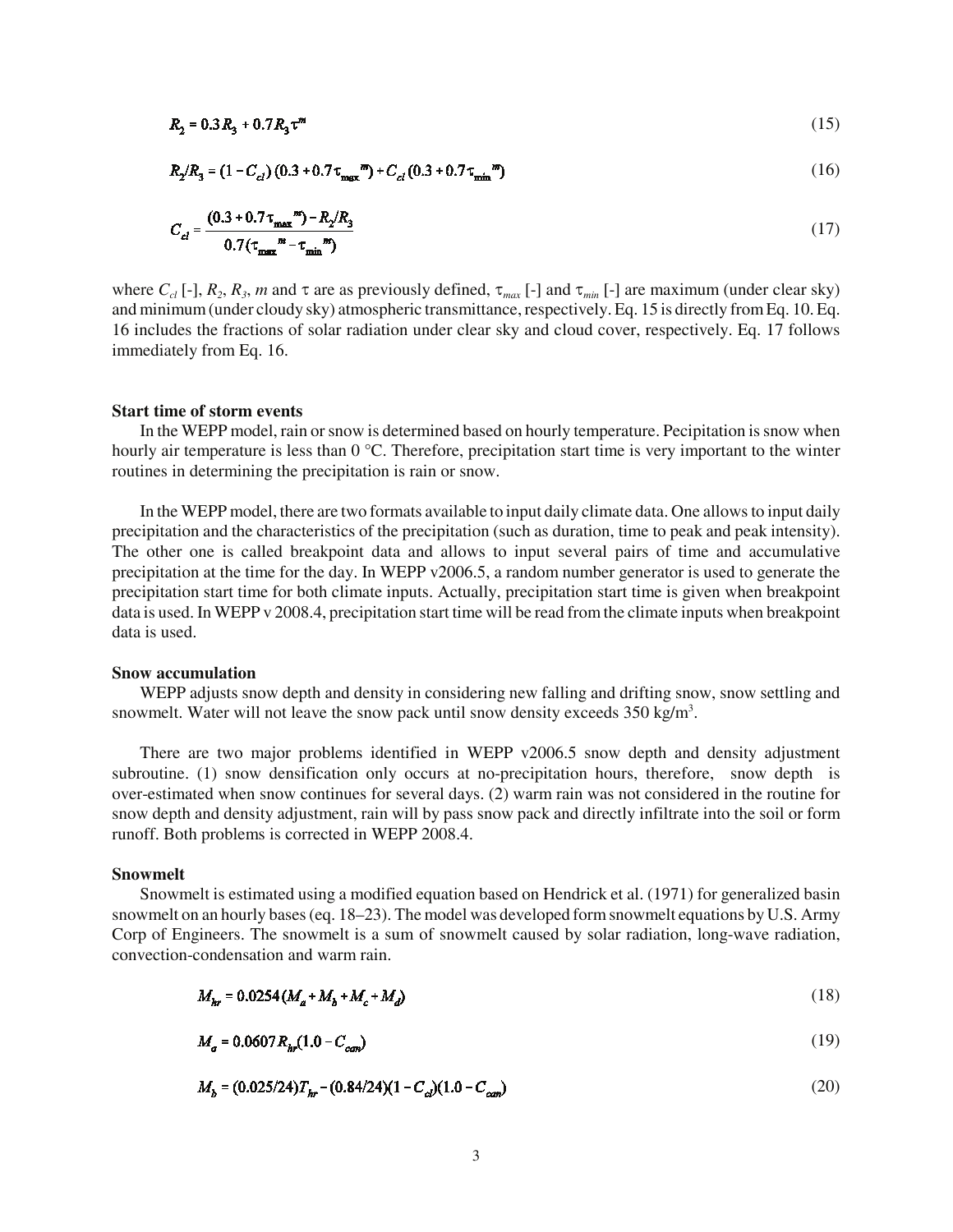$$R_2 = 0.3\,R_3 + 0.7\,R_3\,\tau^m \tag{15}$$

$$R_2/R_3 = (1 - C_{cl})\,(0.3 + 0.7\,\tau_{max}{}^m) + C_{cl}\,(0.3 + 0.7\,\tau_{min}{}^m) \tag{16}$$

$$C_{cl} = \frac{(0.3 + 0.7\,\tau_{max}{}^m) - R_2/R_3}{0.7(\tau_{max}{}^m - \tau_{min}{}^m)} \tag{17}$$

where $C_{cl}$ [-], $R_2$, $R_3$, $m$ and $\tau$ are as previously defined, $\tau_{max}$ [-] and $\tau_{min}$ [-] are maximum (under clear sky) and minimum (under cloudy sky) atmospheric transmittance, respectively. Eq. 15 is directly from Eq. 10. Eq. 16 includes the fractions of solar radiation under clear sky and cloud cover, respectively. Eq. 17 follows immediately from Eq. 16.

### Start time of storm events

In the WEPP model, rain or snow is determined based on hourly temperature. Pecipitation is snow when hourly air temperature is less than 0 °C. Therefore, precipitation start time is very important to the winter routines in determining the precipitation is rain or snow.

In the WEPP model, there are two formats available to input daily climate data. One allows to input daily precipitation and the characteristics of the precipitation (such as duration, time to peak and peak intensity). The other one is called breakpoint data and allows to input several pairs of time and accumulative precipitation at the time for the day. In WEPP v2006.5, a random number generator is used to generate the precipitation start time for both climate inputs. Actually, precipitation start time is given when breakpoint data is used. In WEPP v 2008.4, precipitation start time will be read from the climate inputs when breakpoint data is used.

### Snow accumulation

WEPP adjusts snow depth and density in considering new falling and drifting snow, snow settling and snowmelt. Water will not leave the snow pack until snow density exceeds 350 kg/m$^3$.

There are two major problems identified in WEPP v2006.5 snow depth and density adjustment subroutine. (1) snow densification only occurs at no-precipitation hours, therefore, snow depth is over-estimated when snow continues for several days. (2) warm rain was not considered in the routine for snow depth and density adjustment, rain will by pass snow pack and directly infiltrate into the soil or form runoff. Both problems is corrected in WEPP 2008.4.

### Snowmelt

Snowmelt is estimated using a modified equation based on Hendrick et al. (1971) for generalized basin snowmelt on an hourly bases (eq. 18–23). The model was developed form snowmelt equations by U.S. Army Corp of Engineers. The snowmelt is a sum of snowmelt caused by solar radiation, long-wave radiation, convection-condensation and warm rain.

$$M_{hr} = 0.0254\,(M_a + M_b + M_c + M_d) \tag{18}$$

$$M_a = 0.0607\,R_{hr}(1.0 - C_{can}) \tag{19}$$

$$M_b = (0.025/24)T_{hr} - (0.84/24)(1 - C_{cl})(1.0 - C_{can}) \tag{20}$$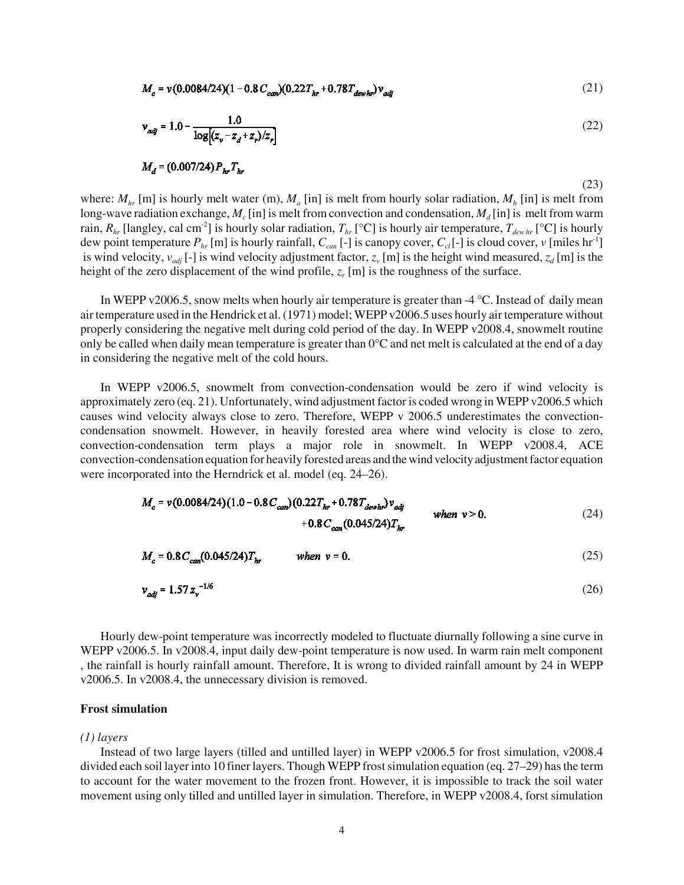$$M_c = v(0.0084/24)(1 - 0.8C_{can})(0.22T_{hr} + 0.78T_{dewhr})v_{adj} \tag{21}$$

$$v_{adj} = 1.0 - \frac{1.0}{\log\left[(z_v - z_d + z_r)/z_r\right]} \tag{22}$$

$$M_d = (0.007/24)P_{hr}T_{hr} \tag{23}$$

where: $M_{hr}$ [m] is hourly melt water (m), $M_a$ [in] is melt from hourly solar radiation, $M_b$ [in] is melt from long-wave radiation exchange, $M_c$ [in] is melt from convection and condensation, $M_d$ [in] is melt from warm rain, $R_{hr}$ [langley, cal cm$^{-2}$] is hourly solar radiation, $T_{hr}$ [°C] is hourly air temperature, $T_{dew\,hr}$ [°C] is hourly dew point temperature $P_{hr}$ [m] is hourly rainfall, $C_{can}$ [-] is canopy cover, $C_{cl}$ [-] is cloud cover, $v$ [miles hr$^{-1}$] is wind velocity, $v_{adj}$ [-] is wind velocity adjustment factor, $z_v$ [m] is the height wind measured, $z_d$ [m] is the height of the zero displacement of the wind profile, $z_r$ [m] is the roughness of the surface.

In WEPP v2006.5, snow melts when hourly air temperature is greater than -4 °C. Instead of daily mean air temperature used in the Hendrick et al. (1971) model; WEPP v2006.5 uses hourly air temperature without properly considering the negative melt during cold period of the day. In WEPP v2008.4, snowmelt routine only be called when daily mean temperature is greater than 0°C and net melt is calculated at the end of a day in considering the negative melt of the cold hours.

In WEPP v2006.5, snowmelt from convection-condensation would be zero if wind velocity is approximately zero (eq. 21). Unfortunately, wind adjustment factor is coded wrong in WEPP v2006.5 which causes wind velocity always close to zero. Therefore, WEPP v 2006.5 underestimates the convection-condensation snowmelt. However, in heavily forested area where wind velocity is close to zero, convection-condensation term plays a major role in snowmelt. In WEPP v2008.4, ACE convection-condensation equation for heavily forested areas and the wind velocity adjustment factor equation were incorporated into the Herndrick et al. model (eq. 24–26).

$$M_c = v(0.0084/24)(1.0 - 0.8C_{can})(0.22T_{hr} + 0.78T_{dewhr})v_{adj} + 0.8C_{can}(0.045/24)T_{hr} \qquad when\ v > 0. \tag{24}$$

$$M_c = 0.8C_{can}(0.045/24)T_{hr} \qquad when\ v = 0. \tag{25}$$

$$v_{adj} = 1.57\,z_v^{-1/6} \tag{26}$$

Hourly dew-point temperature was incorrectly modeled to fluctuate diurnally following a sine curve in WEPP v2006.5. In v2008.4, input daily dew-point temperature is now used. In warm rain melt component , the rainfall is hourly rainfall amount. Therefore, It is wrong to divided rainfall amount by 24 in WEPP v2006.5. In v2008.4, the unnecessary division is removed.

**Frost simulation**

*(1) layers*

Instead of two large layers (tilled and untilled layer) in WEPP v2006.5 for frost simulation, v2008.4 divided each soil layer into 10 finer layers. Though WEPP frost simulation equation (eq. 27–29) has the term to account for the water movement to the frozen front. However, it is impossible to track the soil water movement using only tilled and untilled layer in simulation. Therefore, in WEPP v2008.4, forst simulation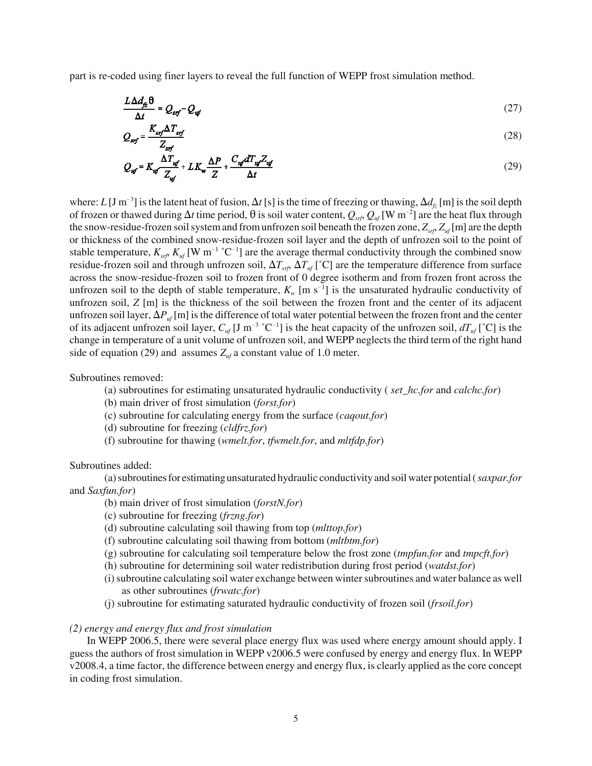part is re-coded using finer layers to reveal the full function of WEPP frost simulation method.

$$\frac{L \Delta d_{fz} \theta}{\Delta t} = Q_{srf} - Q_{uf} \tag{27}$$

$$Q_{srf} = \frac{K_{srf} \Delta T_{srf}}{Z_{srf}} \tag{28}$$

$$Q_{uf} = K_{uf} \frac{\Delta T_{uf}}{Z_{uf}} + L K_w \frac{\Delta P}{Z} + \frac{C_{uf} dT_{uf} Z_{uf}}{\Delta t} \tag{29}$$

where: $L$ [J m$^{-3}$] is the latent heat of fusion, $\Delta t$ [s] is the time of freezing or thawing, $\Delta d_{fz}$ [m] is the soil depth of frozen or thawed during $\Delta t$ time period, $\theta$ is soil water content, $Q_{srf}$, $Q_{uf}$ [W m$^{-2}$] are the heat flux through the snow-residue-frozen soil system and from unfrozen soil beneath the frozen zone, $Z_{srf}$, $Z_{uf}$ [m] are the depth or thickness of the combined snow-residue-frozen soil layer and the depth of unfrozen soil to the point of stable temperature, $K_{srf}$, $K_{uf}$ [W m$^{-1}$ °C$^{-1}$] are the average thermal conductivity through the combined snow residue-frozen soil and through unfrozen soil, $\Delta T_{srf}$, $\Delta T_{uf}$ [°C] are the temperature difference from surface across the snow-residue-frozen soil to frozen front of 0 degree isotherm and from frozen front across the unfrozen soil to the depth of stable temperature, $K_w$ [m s$^{-1}$] is the unsaturated hydraulic conductivity of unfrozen soil, $Z$ [m] is the thickness of the soil between the frozen front and the center of its adjacent unfrozen soil layer, $\Delta P_{uf}$ [m] is the difference of total water potential between the frozen front and the center of its adjacent unfrozen soil layer, $C_{uf}$ [J m$^{-3}$ °C$^{-1}$] is the heat capacity of the unfrozen soil, $dT_{uf}$ [°C] is the change in temperature of a unit volume of unfrozen soil, and WEPP neglects the third term of the right hand side of equation (29) and assumes $Z_{uf}$ a constant value of 1.0 meter.

Subroutines removed:

(a) subroutines for estimating unsaturated hydraulic conductivity ( *set_hc.for* and *calchc.for*)
(b) main driver of frost simulation (*forst.for*)
(c) subroutine for calculating energy from the surface (*caqout.for*)
(d) subroutine for freezing (*cldfrz.for*)
(f) subroutine for thawing (*wmelt.for*, *tfwmelt.for*, and *mltfdp.for*)

Subroutines added:

(a) subroutines for estimating unsaturated hydraulic conductivity and soil water potential (*saxpar.for* and *Saxfun.for*)
(b) main driver of frost simulation (*forstN.for*)
(c) subroutine for freezing (*frzng.for*)
(d) subroutine calculating soil thawing from top (*mlttop.for*)
(f) subroutine calculating soil thawing from bottom (*mltbtm.for*)
(g) subroutine for calculating soil temperature below the frost zone (*tmpfun.for* and *tmpcft.for*)
(h) subroutine for determining soil water redistribution during frost period (*watdst.for*)
(i) subroutine calculating soil water exchange between winter subroutines and water balance as well as other subroutines (*frwatc.for*)
(j) subroutine for estimating saturated hydraulic conductivity of frozen soil (*frsoil.for*)

*(2) energy and energy flux and frost simulation*

In WEPP 2006.5, there were several place energy flux was used where energy amount should apply. I guess the authors of frost simulation in WEPP v2006.5 were confused by energy and energy flux. In WEPP v2008.4, a time factor, the difference between energy and energy flux, is clearly applied as the core concept in coding frost simulation.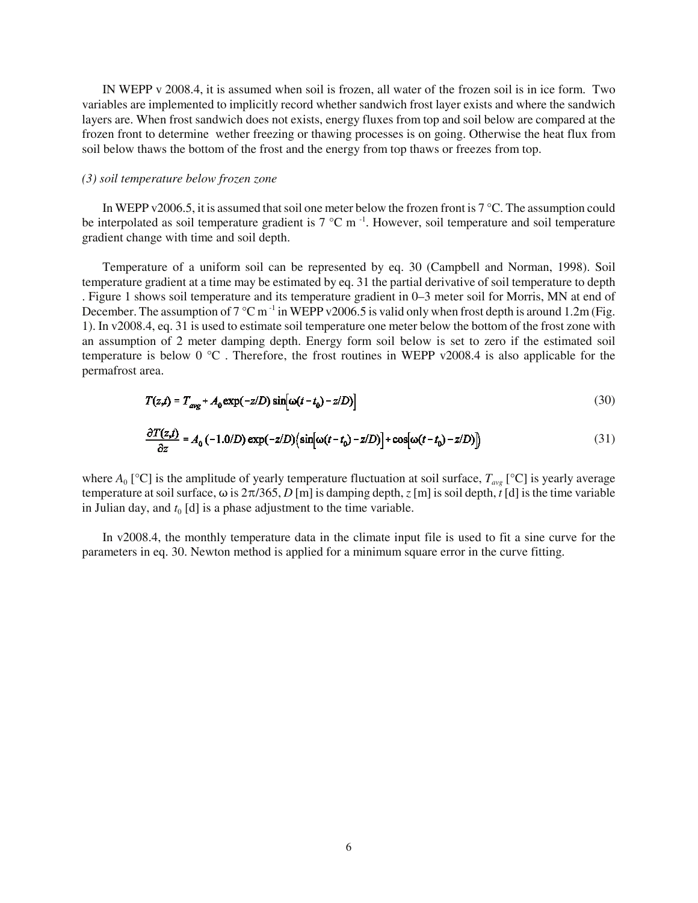IN WEPP v 2008.4, it is assumed when soil is frozen, all water of the frozen soil is in ice form. Two variables are implemented to implicitly record whether sandwich frost layer exists and where the sandwich layers are. When frost sandwich does not exists, energy fluxes from top and soil below are compared at the frozen front to determine wether freezing or thawing processes is on going. Otherwise the heat flux from soil below thaws the bottom of the frost and the energy from top thaws or freezes from top.

*(3) soil temperature below frozen zone*

In WEPP v2006.5, it is assumed that soil one meter below the frozen front is 7 °C. The assumption could be interpolated as soil temperature gradient is 7 °C m $^{-1}$. However, soil temperature and soil temperature gradient change with time and soil depth.

Temperature of a uniform soil can be represented by eq. 30 (Campbell and Norman, 1998). Soil temperature gradient at a time may be estimated by eq. 31 the partial derivative of soil temperature to depth . Figure 1 shows soil temperature and its temperature gradient in 0–3 meter soil for Morris, MN at end of December. The assumption of 7 °C m $^{-1}$ in WEPP v2006.5 is valid only when frost depth is around 1.2m (Fig. 1). In v2008.4, eq. 31 is used to estimate soil temperature one meter below the bottom of the frost zone with an assumption of 2 meter damping depth. Energy form soil below is set to zero if the estimated soil temperature is below 0 °C . Therefore, the frost routines in WEPP v2008.4 is also applicable for the permafrost area.

$$T(z,t) = T_{avg} + A_0 \exp(-z/D) \sin\left[\omega(t - t_0) - z/D\right] \tag{30}$$

$$\frac{\partial T(z,t)}{\partial z} = A_0\,(-1.0/D) \exp(-z/D)\left(\sin\left[\omega(t - t_0) - z/D\right] + \cos\left[\omega(t - t_0) - z/D\right]\right) \tag{31}$$

where $A_0$ [°C] is the amplitude of yearly temperature fluctuation at soil surface, $T_{avg}$ [°C] is yearly average temperature at soil surface, $\omega$ is $2\pi/365$, $D$ [m] is damping depth, $z$ [m] is soil depth, $t$ [d] is the time variable in Julian day, and $t_0$ [d] is a phase adjustment to the time variable.

In v2008.4, the monthly temperature data in the climate input file is used to fit a sine curve for the parameters in eq. 30. Newton method is applied for a minimum square error in the curve fitting.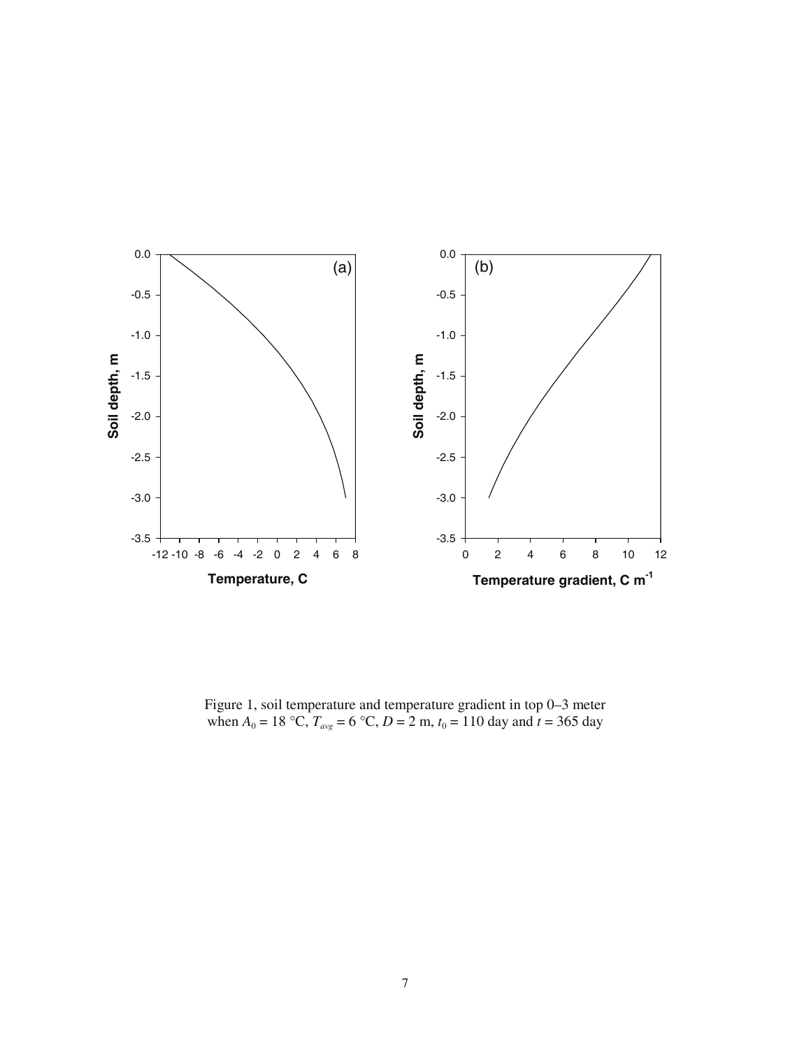Figure 1, soil temperature and temperature gradient in top 0–3 meter when $A_0$ = 18 °C, $T_{avg}$ = 6 °C, $D$ = 2 m, $t_0$ = 110 day and $t$ = 365 day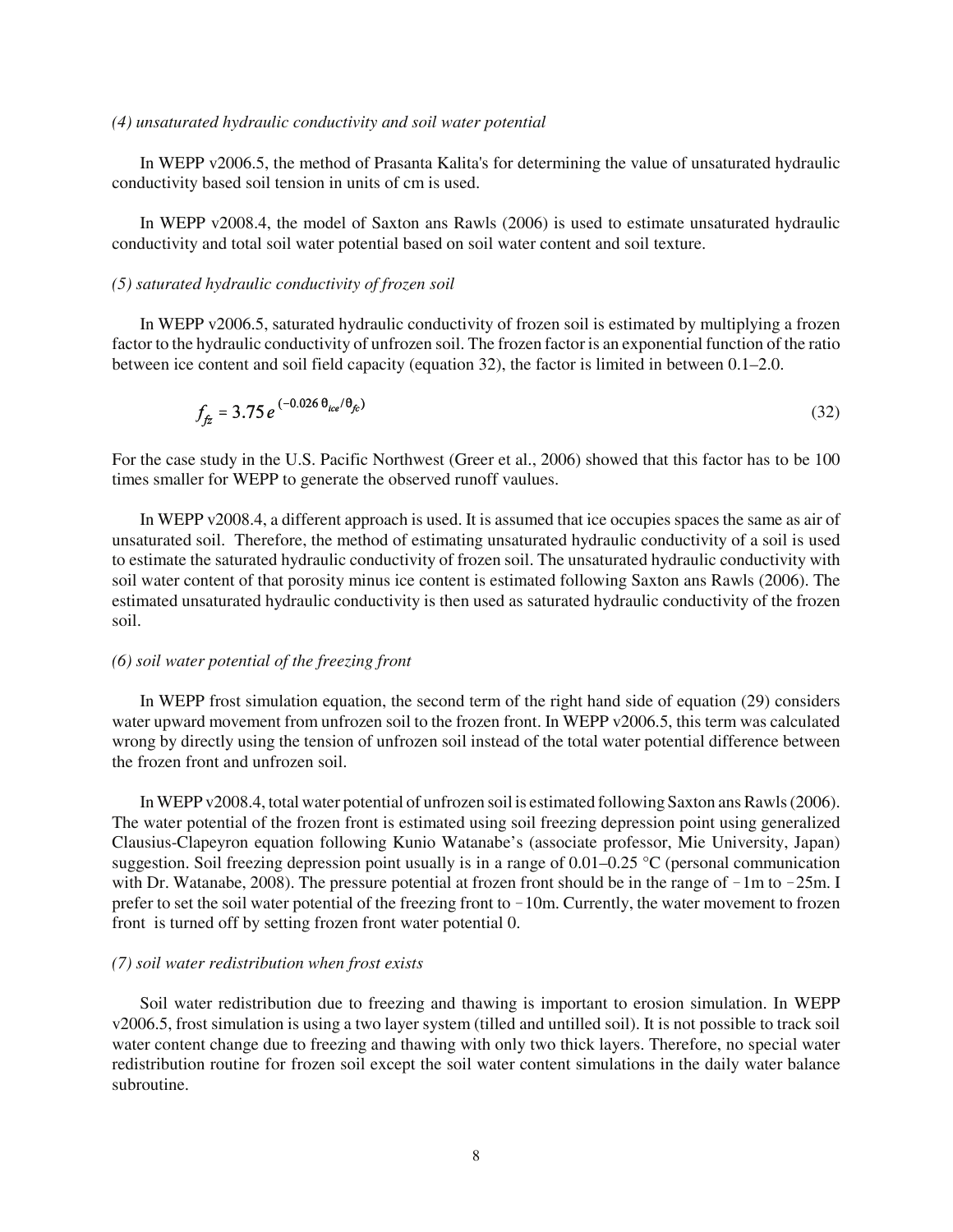*(4) unsaturated hydraulic conductivity and soil water potential*

In WEPP v2006.5, the method of Prasanta Kalita's for determining the value of unsaturated hydraulic conductivity based soil tension in units of cm is used.

In WEPP v2008.4, the model of Saxton ans Rawls (2006) is used to estimate unsaturated hydraulic conductivity and total soil water potential based on soil water content and soil texture.

*(5) saturated hydraulic conductivity of frozen soil*

In WEPP v2006.5, saturated hydraulic conductivity of frozen soil is estimated by multiplying a frozen factor to the hydraulic conductivity of unfrozen soil. The frozen factor is an exponential function of the ratio between ice content and soil field capacity (equation 32), the factor is limited in between 0.1–2.0.

$$f_{fz} = 3.75\, e^{(-0.026\, \theta_{ice}/\theta_{fc})} \tag{32}$$

For the case study in the U.S. Pacific Northwest (Greer et al., 2006) showed that this factor has to be 100 times smaller for WEPP to generate the observed runoff vaulues.

In WEPP v2008.4, a different approach is used. It is assumed that ice occupies spaces the same as air of unsaturated soil. Therefore, the method of estimating unsaturated hydraulic conductivity of a soil is used to estimate the saturated hydraulic conductivity of frozen soil. The unsaturated hydraulic conductivity with soil water content of that porosity minus ice content is estimated following Saxton ans Rawls (2006). The estimated unsaturated hydraulic conductivity is then used as saturated hydraulic conductivity of the frozen soil.

*(6) soil water potential of the freezing front*

In WEPP frost simulation equation, the second term of the right hand side of equation (29) considers water upward movement from unfrozen soil to the frozen front. In WEPP v2006.5, this term was calculated wrong by directly using the tension of unfrozen soil instead of the total water potential difference between the frozen front and unfrozen soil.

In WEPP v2008.4, total water potential of unfrozen soil is estimated following Saxton ans Rawls (2006). The water potential of the frozen front is estimated using soil freezing depression point using generalized Clausius-Clapeyron equation following Kunio Watanabe's (associate professor, Mie University, Japan) suggestion. Soil freezing depression point usually is in a range of 0.01–0.25 °C (personal communication with Dr. Watanabe, 2008). The pressure potential at frozen front should be in the range of −1m to −25m. I prefer to set the soil water potential of the freezing front to −10m. Currently, the water movement to frozen front is turned off by setting frozen front water potential 0.

*(7) soil water redistribution when frost exists*

Soil water redistribution due to freezing and thawing is important to erosion simulation. In WEPP v2006.5, frost simulation is using a two layer system (tilled and untilled soil). It is not possible to track soil water content change due to freezing and thawing with only two thick layers. Therefore, no special water redistribution routine for frozen soil except the soil water content simulations in the daily water balance subroutine.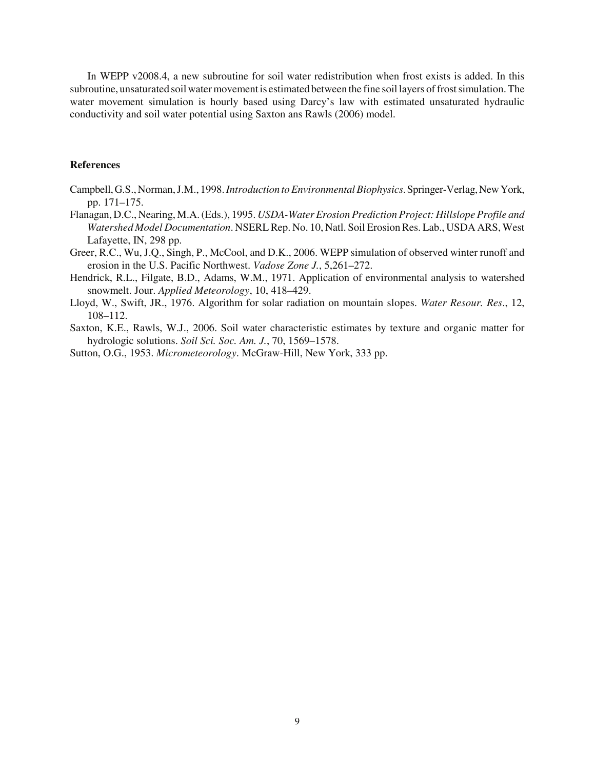In WEPP v2008.4, a new subroutine for soil water redistribution when frost exists is added. In this subroutine, unsaturated soil water movement is estimated between the fine soil layers of frost simulation. The water movement simulation is hourly based using Darcy's law with estimated unsaturated hydraulic conductivity and soil water potential using Saxton ans Rawls (2006) model.

## References

Campbell, G.S., Norman, J.M., 1998. *Introduction to Environmental Biophysics*. Springer-Verlag, New York, pp. 171–175.

Flanagan, D.C., Nearing, M.A. (Eds.), 1995. *USDA-Water Erosion Prediction Project: Hillslope Profile and Watershed Model Documentation*. NSERL Rep. No. 10, Natl. Soil Erosion Res. Lab., USDA ARS, West Lafayette, IN, 298 pp.

Greer, R.C., Wu, J.Q., Singh, P., McCool, and D.K., 2006. WEPP simulation of observed winter runoff and erosion in the U.S. Pacific Northwest. *Vadose Zone J.*, 5,261–272.

Hendrick, R.L., Filgate, B.D., Adams, W.M., 1971. Application of environmental analysis to watershed snowmelt. Jour. *Applied Meteorology*, 10, 418–429.

Lloyd, W., Swift, JR., 1976. Algorithm for solar radiation on mountain slopes. *Water Resour. Res*., 12, 108–112.

Saxton, K.E., Rawls, W.J., 2006. Soil water characteristic estimates by texture and organic matter for hydrologic solutions. *Soil Sci. Soc. Am. J.*, 70, 1569–1578.

Sutton, O.G., 1953. *Micrometeorology*. McGraw-Hill, New York, 333 pp.